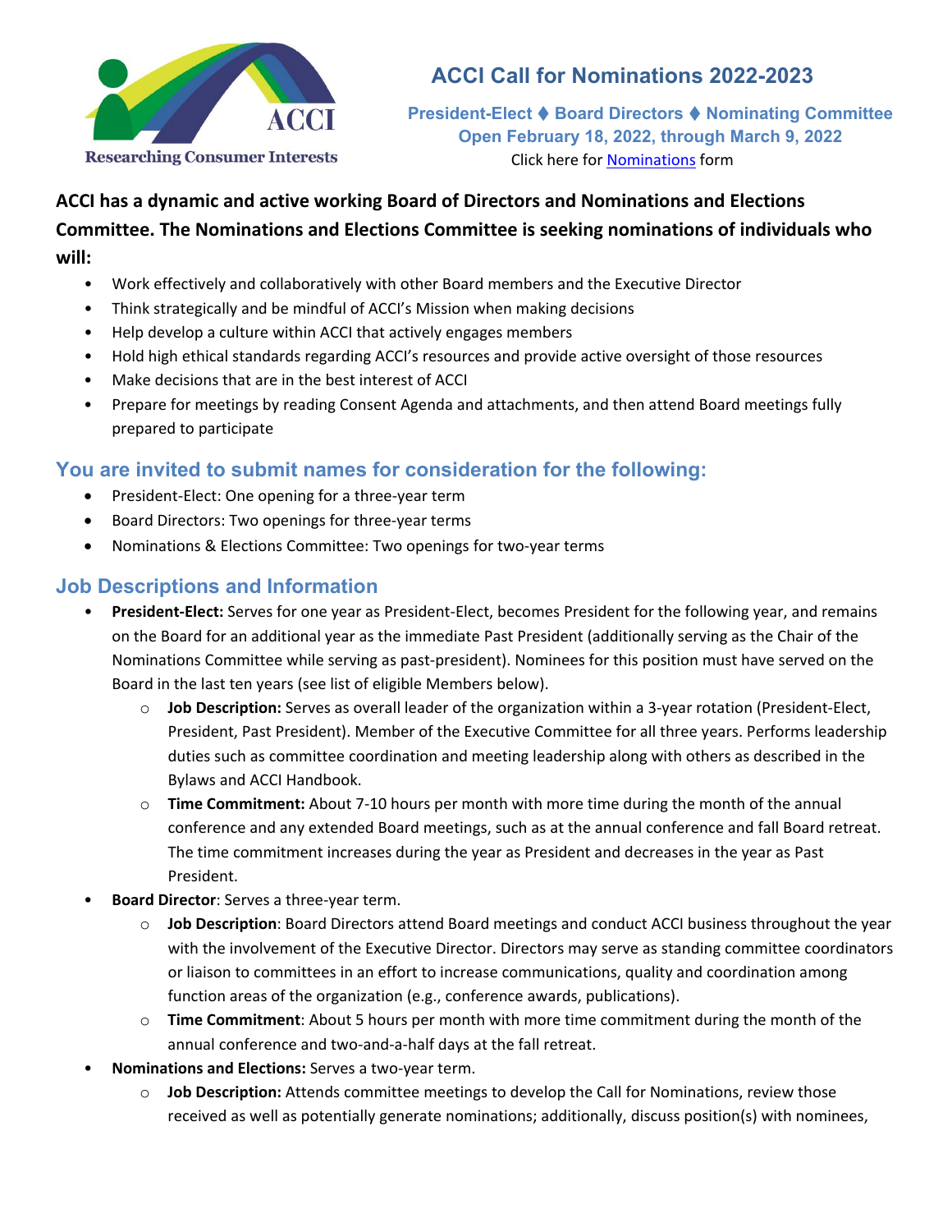# ACCI Call for Nominations 2022-2023

**President-Elect ♦ Board Directors ♦ Nominating Committee**
**Open February 18, 2022, through March 9, 2022**
Click here for Nominations form

**ACCI has a dynamic and active working Board of Directors and Nominations and Elections Committee. The Nominations and Elections Committee is seeking nominations of individuals who will:**

- Work effectively and collaboratively with other Board members and the Executive Director
- Think strategically and be mindful of ACCI's Mission when making decisions
- Help develop a culture within ACCI that actively engages members
- Hold high ethical standards regarding ACCI's resources and provide active oversight of those resources
- Make decisions that are in the best interest of ACCI
- Prepare for meetings by reading Consent Agenda and attachments, and then attend Board meetings fully prepared to participate

## You are invited to submit names for consideration for the following:

- President-Elect: One opening for a three-year term
- Board Directors: Two openings for three-year terms
- Nominations & Elections Committee: Two openings for two-year terms

## Job Descriptions and Information

- **President-Elect:** Serves for one year as President-Elect, becomes President for the following year, and remains on the Board for an additional year as the immediate Past President (additionally serving as the Chair of the Nominations Committee while serving as past-president). Nominees for this position must have served on the Board in the last ten years (see list of eligible Members below).
  - **Job Description:** Serves as overall leader of the organization within a 3-year rotation (President-Elect, President, Past President). Member of the Executive Committee for all three years. Performs leadership duties such as committee coordination and meeting leadership along with others as described in the Bylaws and ACCI Handbook.
  - **Time Commitment:** About 7-10 hours per month with more time during the month of the annual conference and any extended Board meetings, such as at the annual conference and fall Board retreat. The time commitment increases during the year as President and decreases in the year as Past President.
- **Board Director**: Serves a three-year term.
  - **Job Description**: Board Directors attend Board meetings and conduct ACCI business throughout the year with the involvement of the Executive Director. Directors may serve as standing committee coordinators or liaison to committees in an effort to increase communications, quality and coordination among function areas of the organization (e.g., conference awards, publications).
  - **Time Commitment**: About 5 hours per month with more time commitment during the month of the annual conference and two-and-a-half days at the fall retreat.
- **Nominations and Elections:** Serves a two-year term.
  - **Job Description:** Attends committee meetings to develop the Call for Nominations, review those received as well as potentially generate nominations; additionally, discuss position(s) with nominees,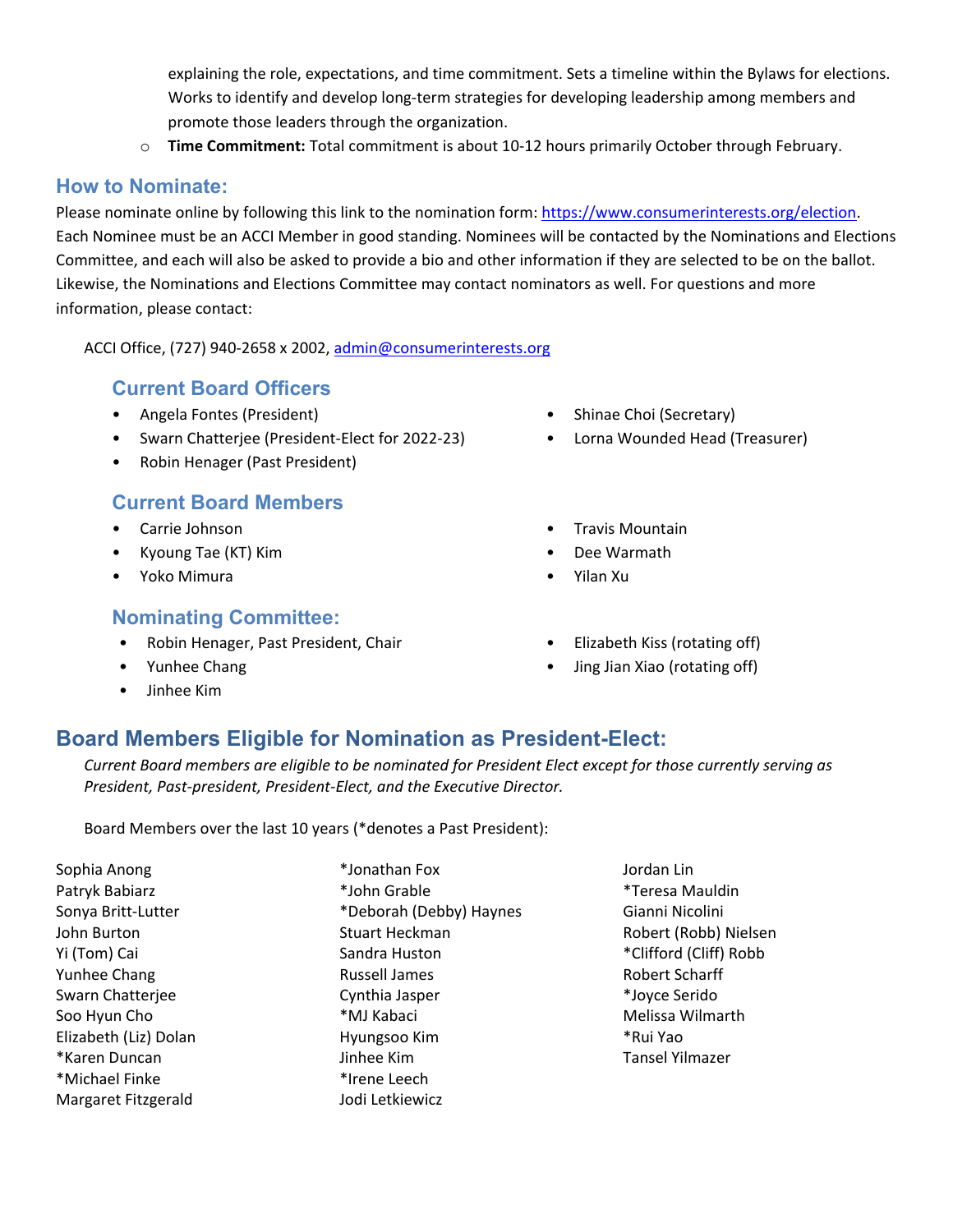explaining the role, expectations, and time commitment. Sets a timeline within the Bylaws for elections. Works to identify and develop long-term strategies for developing leadership among members and promote those leaders through the organization.

- **Time Commitment:** Total commitment is about 10-12 hours primarily October through February.

## How to Nominate:

Please nominate online by following this link to the nomination form: https://www.consumerinterests.org/election. Each Nominee must be an ACCI Member in good standing. Nominees will be contacted by the Nominations and Elections Committee, and each will also be asked to provide a bio and other information if they are selected to be on the ballot. Likewise, the Nominations and Elections Committee may contact nominators as well. For questions and more information, please contact:

ACCI Office, (727) 940-2658 x 2002, admin@consumerinterests.org

### Current Board Officers

- Angela Fontes (President)
- Swarn Chatterjee (President-Elect for 2022-23)
- Robin Henager (Past President)
- Shinae Choi (Secretary)
- Lorna Wounded Head (Treasurer)

### Current Board Members

- Carrie Johnson
- Kyoung Tae (KT) Kim
- Yoko Mimura
- Travis Mountain
- Dee Warmath
- Yilan Xu

### Nominating Committee:

- Robin Henager, Past President, Chair
- Yunhee Chang
- Jinhee Kim
- Elizabeth Kiss (rotating off)
- Jing Jian Xiao (rotating off)

## Board Members Eligible for Nomination as President-Elect:

*Current Board members are eligible to be nominated for President Elect except for those currently serving as President, Past-president, President-Elect, and the Executive Director.*

Board Members over the last 10 years (*denotes a Past President):

Sophia Anong
Patryk Babiarz
Sonya Britt-Lutter
John Burton
Yi (Tom) Cai
Yunhee Chang
Swarn Chatterjee
Soo Hyun Cho
Elizabeth (Liz) Dolan
*Karen Duncan
*Michael Finke
Margaret Fitzgerald
*Jonathan Fox
*John Grable
*Deborah (Debby) Haynes
Stuart Heckman
Sandra Huston
Russell James
Cynthia Jasper
*MJ Kabaci
Hyungsoo Kim
Jinhee Kim
*Irene Leech
Jodi Letkiewicz
Jordan Lin
*Teresa Mauldin
Gianni Nicolini
Robert (Robb) Nielsen
*Clifford (Cliff) Robb
Robert Scharff
*Joyce Serido
Melissa Wilmarth
*Rui Yao
Tansel Yilmazer